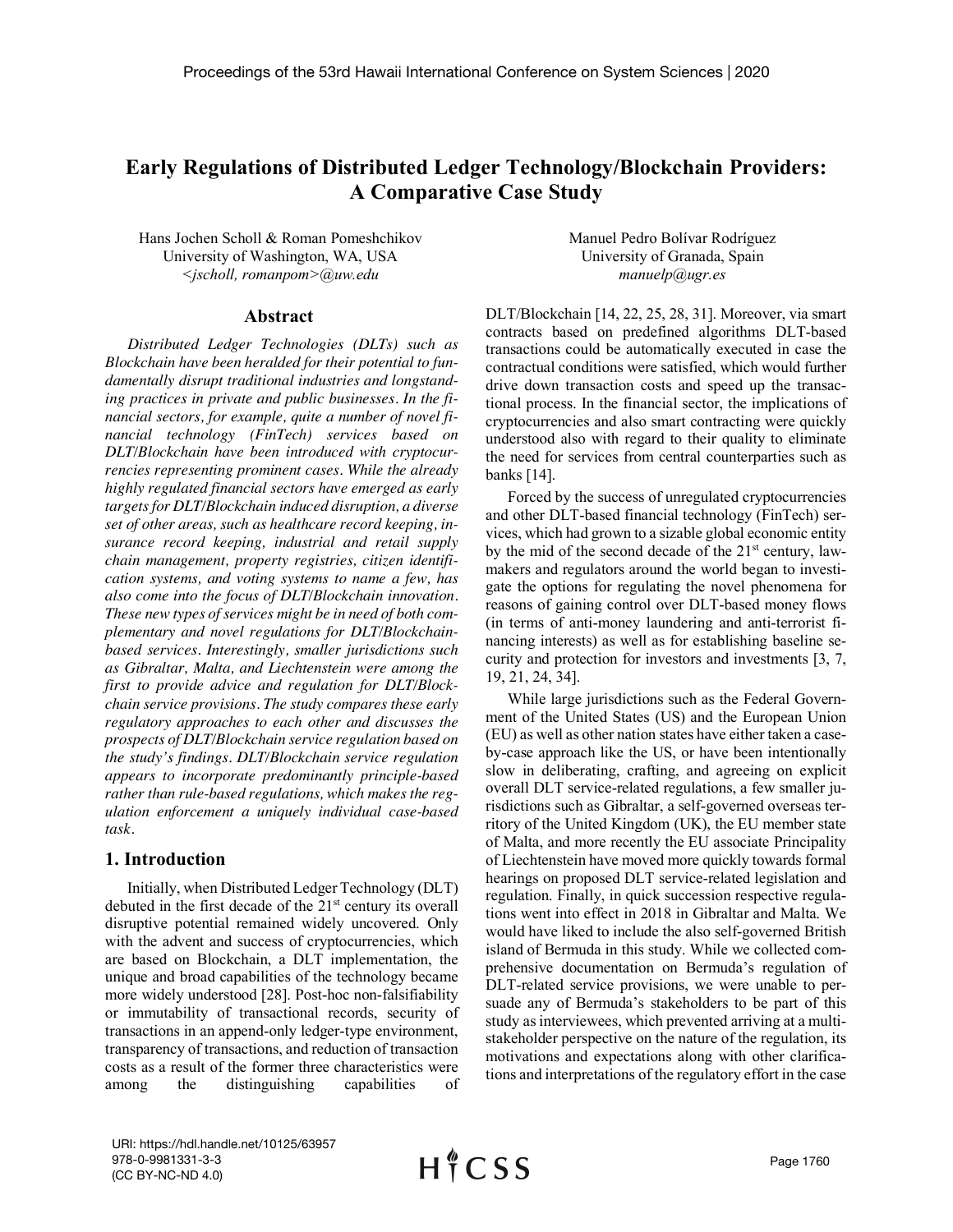# Early Regulations of Distributed Ledger Technology/Blockchain Providers: A Comparative Case Study

Hans Jochen Scholl & Roman Pomeshchikov
University of Washington, WA, USA
*<jscholl, romanpom>@uw.edu*

Manuel Pedro Bolívar Rodríguez
University of Granada, Spain
*manuelp@ugr.es*

## Abstract

*Distributed Ledger Technologies (DLTs) such as Blockchain have been heralded for their potential to fundamentally disrupt traditional industries and longstanding practices in private and public businesses. In the financial sectors, for example, quite a number of novel financial technology (FinTech) services based on DLT/Blockchain have been introduced with cryptocurrencies representing prominent cases. While the already highly regulated financial sectors have emerged as early targets for DLT/Blockchain induced disruption, a diverse set of other areas, such as healthcare record keeping, insurance record keeping, industrial and retail supply chain management, property registries, citizen identification systems, and voting systems to name a few, has also come into the focus of DLT/Blockchain innovation. These new types of services might be in need of both complementary and novel regulations for DLT/Blockchain-based services. Interestingly, smaller jurisdictions such as Gibraltar, Malta, and Liechtenstein were among the first to provide advice and regulation for DLT/Blockchain service provisions. The study compares these early regulatory approaches to each other and discusses the prospects of DLT/Blockchain service regulation based on the study's findings. DLT/Blockchain service regulation appears to incorporate predominantly principle-based rather than rule-based regulations, which makes the regulation enforcement a uniquely individual case-based task.*

## 1. Introduction

Initially, when Distributed Ledger Technology (DLT) debuted in the first decade of the 21st century its overall disruptive potential remained widely uncovered. Only with the advent and success of cryptocurrencies, which are based on Blockchain, a DLT implementation, the unique and broad capabilities of the technology became more widely understood [28]. Post-hoc non-falsifiability or immutability of transactional records, security of transactions in an append-only ledger-type environment, transparency of transactions, and reduction of transaction costs as a result of the former three characteristics were among the distinguishing capabilities of DLT/Blockchain [14, 22, 25, 28, 31]. Moreover, via smart contracts based on predefined algorithms DLT-based transactions could be automatically executed in case the contractual conditions were satisfied, which would further drive down transaction costs and speed up the transactional process. In the financial sector, the implications of cryptocurrencies and also smart contracting were quickly understood also with regard to their quality to eliminate the need for services from central counterparties such as banks [14].

Forced by the success of unregulated cryptocurrencies and other DLT-based financial technology (FinTech) services, which had grown to a sizable global economic entity by the mid of the second decade of the 21st century, lawmakers and regulators around the world began to investigate the options for regulating the novel phenomena for reasons of gaining control over DLT-based money flows (in terms of anti-money laundering and anti-terrorist financing interests) as well as for establishing baseline security and protection for investors and investments [3, 7, 19, 21, 24, 34].

While large jurisdictions such as the Federal Government of the United States (US) and the European Union (EU) as well as other nation states have either taken a case-by-case approach like the US, or have been intentionally slow in deliberating, crafting, and agreeing on explicit overall DLT service-related regulations, a few smaller jurisdictions such as Gibraltar, a self-governed overseas territory of the United Kingdom (UK), the EU member state of Malta, and more recently the EU associate Principality of Liechtenstein have moved more quickly towards formal hearings on proposed DLT service-related legislation and regulation. Finally, in quick succession respective regulations went into effect in 2018 in Gibraltar and Malta. We would have liked to include the also self-governed British island of Bermuda in this study. While we collected comprehensive documentation on Bermuda's regulation of DLT-related service provisions, we were unable to persuade any of Bermuda's stakeholders to be part of this study as interviewees, which prevented arriving at a multi-stakeholder perspective on the nature of the regulation, its motivations and expectations along with other clarifications and interpretations of the regulatory effort in the case

URI: https://hdl.handle.net/10125/63957
978-0-9981331-3-3
(CC BY-NC-ND 4.0)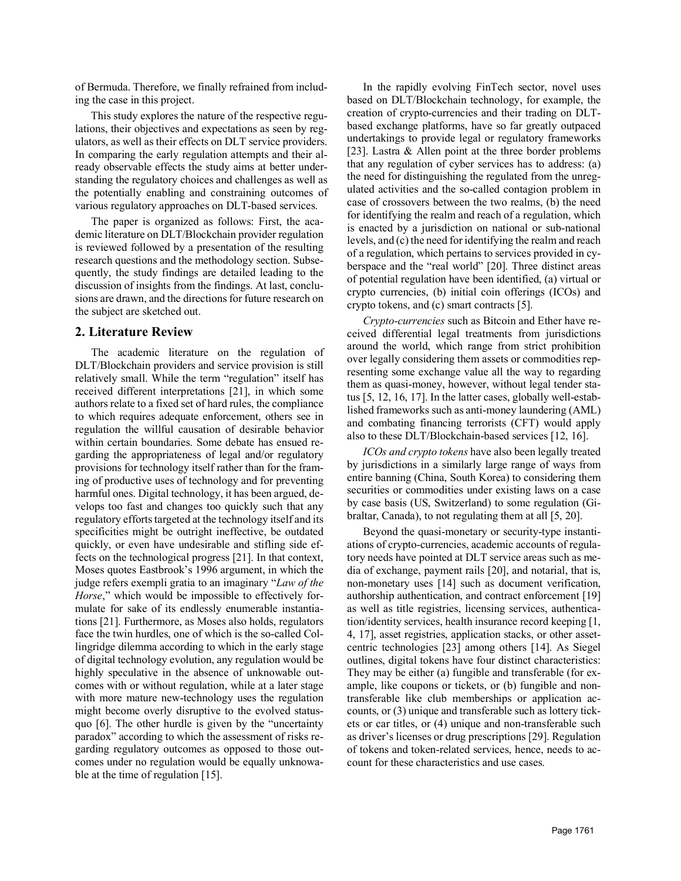of Bermuda. Therefore, we finally refrained from including the case in this project.

This study explores the nature of the respective regulations, their objectives and expectations as seen by regulators, as well as their effects on DLT service providers. In comparing the early regulation attempts and their already observable effects the study aims at better understanding the regulatory choices and challenges as well as the potentially enabling and constraining outcomes of various regulatory approaches on DLT-based services.

The paper is organized as follows: First, the academic literature on DLT/Blockchain provider regulation is reviewed followed by a presentation of the resulting research questions and the methodology section. Subsequently, the study findings are detailed leading to the discussion of insights from the findings. At last, conclusions are drawn, and the directions for future research on the subject are sketched out.

## 2. Literature Review

The academic literature on the regulation of DLT/Blockchain providers and service provision is still relatively small. While the term "regulation" itself has received different interpretations [21], in which some authors relate to a fixed set of hard rules, the compliance to which requires adequate enforcement, others see in regulation the willful causation of desirable behavior within certain boundaries. Some debate has ensued regarding the appropriateness of legal and/or regulatory provisions for technology itself rather than for the framing of productive uses of technology and for preventing harmful ones. Digital technology, it has been argued, develops too fast and changes too quickly such that any regulatory efforts targeted at the technology itself and its specificities might be outright ineffective, be outdated quickly, or even have undesirable and stifling side effects on the technological progress [21]. In that context, Moses quotes Eastbrook's 1996 argument, in which the judge refers exempli gratia to an imaginary "*Law of the Horse*," which would be impossible to effectively formulate for sake of its endlessly enumerable instantiations [21]. Furthermore, as Moses also holds, regulators face the twin hurdles, one of which is the so-called Collingridge dilemma according to which in the early stage of digital technology evolution, any regulation would be highly speculative in the absence of unknowable outcomes with or without regulation, while at a later stage with more mature new-technology uses the regulation might become overly disruptive to the evolved status-quo [6]. The other hurdle is given by the "uncertainty paradox" according to which the assessment of risks regarding regulatory outcomes as opposed to those outcomes under no regulation would be equally unknowable at the time of regulation [15].

In the rapidly evolving FinTech sector, novel uses based on DLT/Blockchain technology, for example, the creation of crypto-currencies and their trading on DLT-based exchange platforms, have so far greatly outpaced undertakings to provide legal or regulatory frameworks [23]. Lastra & Allen point at the three border problems that any regulation of cyber services has to address: (a) the need for distinguishing the regulated from the unregulated activities and the so-called contagion problem in case of crossovers between the two realms, (b) the need for identifying the realm and reach of a regulation, which is enacted by a jurisdiction on national or sub-national levels, and (c) the need for identifying the realm and reach of a regulation, which pertains to services provided in cyberspace and the "real world" [20]. Three distinct areas of potential regulation have been identified, (a) virtual or crypto currencies, (b) initial coin offerings (ICOs) and crypto tokens, and (c) smart contracts [5].

*Crypto-currencies* such as Bitcoin and Ether have received differential legal treatments from jurisdictions around the world, which range from strict prohibition over legally considering them assets or commodities representing some exchange value all the way to regarding them as quasi-money, however, without legal tender status [5, 12, 16, 17]. In the latter cases, globally well-established frameworks such as anti-money laundering (AML) and combating financing terrorists (CFT) would apply also to these DLT/Blockchain-based services [12, 16].

*ICOs and crypto tokens* have also been legally treated by jurisdictions in a similarly large range of ways from entire banning (China, South Korea) to considering them securities or commodities under existing laws on a case by case basis (US, Switzerland) to some regulation (Gibraltar, Canada), to not regulating them at all [5, 20].

Beyond the quasi-monetary or security-type instantiations of crypto-currencies, academic accounts of regulatory needs have pointed at DLT service areas such as media of exchange, payment rails [20], and notarial, that is, non-monetary uses [14] such as document verification, authorship authentication, and contract enforcement [19] as well as title registries, licensing services, authentication/identity services, health insurance record keeping [1, 4, 17], asset registries, application stacks, or other asset-centric technologies [23] among others [14]. As Siegel outlines, digital tokens have four distinct characteristics: They may be either (a) fungible and transferable (for example, like coupons or tickets, or (b) fungible and non-transferable like club memberships or application accounts, or (3) unique and transferable such as lottery tickets or car titles, or (4) unique and non-transferable such as driver's licenses or drug prescriptions [29]. Regulation of tokens and token-related services, hence, needs to account for these characteristics and use cases.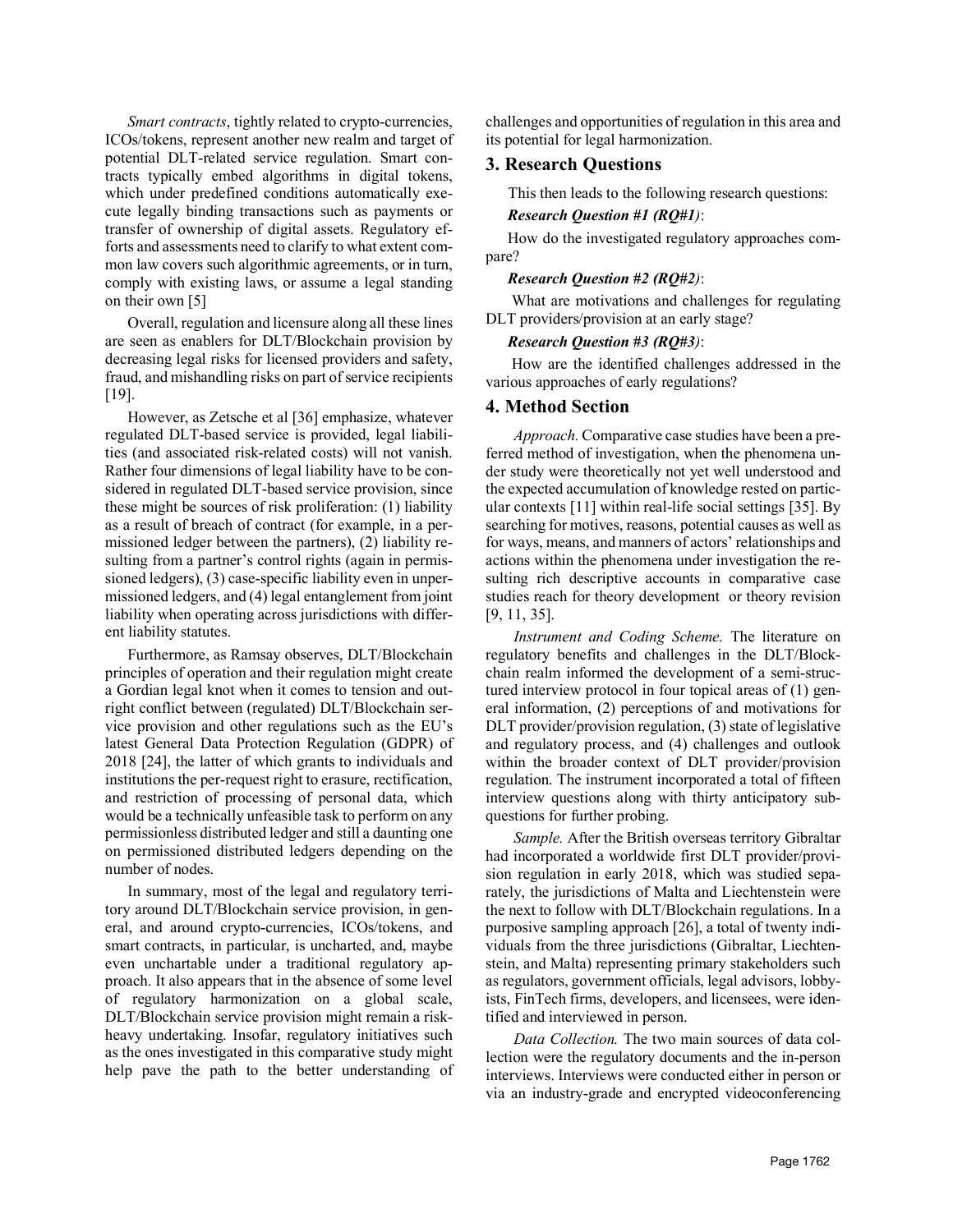*Smart contracts*, tightly related to crypto-currencies, ICOs/tokens, represent another new realm and target of potential DLT-related service regulation. Smart contracts typically embed algorithms in digital tokens, which under predefined conditions automatically execute legally binding transactions such as payments or transfer of ownership of digital assets. Regulatory efforts and assessments need to clarify to what extent common law covers such algorithmic agreements, or in turn, comply with existing laws, or assume a legal standing on their own [5]

Overall, regulation and licensure along all these lines are seen as enablers for DLT/Blockchain provision by decreasing legal risks for licensed providers and safety, fraud, and mishandling risks on part of service recipients [19].

However, as Zetsche et al [36] emphasize, whatever regulated DLT-based service is provided, legal liabilities (and associated risk-related costs) will not vanish. Rather four dimensions of legal liability have to be considered in regulated DLT-based service provision, since these might be sources of risk proliferation: (1) liability as a result of breach of contract (for example, in a permissioned ledger between the partners), (2) liability resulting from a partner's control rights (again in permissioned ledgers), (3) case-specific liability even in unpermissioned ledgers, and (4) legal entanglement from joint liability when operating across jurisdictions with different liability statutes.

Furthermore, as Ramsay observes, DLT/Blockchain principles of operation and their regulation might create a Gordian legal knot when it comes to tension and outright conflict between (regulated) DLT/Blockchain service provision and other regulations such as the EU's latest General Data Protection Regulation (GDPR) of 2018 [24], the latter of which grants to individuals and institutions the per-request right to erasure, rectification, and restriction of processing of personal data, which would be a technically unfeasible task to perform on any permissionless distributed ledger and still a daunting one on permissioned distributed ledgers depending on the number of nodes.

In summary, most of the legal and regulatory territory around DLT/Blockchain service provision, in general, and around crypto-currencies, ICOs/tokens, and smart contracts, in particular, is uncharted, and, maybe even unchartable under a traditional regulatory approach. It also appears that in the absence of some level of regulatory harmonization on a global scale, DLT/Blockchain service provision might remain a risk-heavy undertaking. Insofar, regulatory initiatives such as the ones investigated in this comparative study might help pave the path to the better understanding of challenges and opportunities of regulation in this area and its potential for legal harmonization.

## 3. Research Questions

This then leads to the following research questions:

***Research Question #1 (RQ#1)***:

How do the investigated regulatory approaches compare?

***Research Question #2 (RQ#2)***:

What are motivations and challenges for regulating DLT providers/provision at an early stage?

***Research Question #3 (RQ#3)***:

How are the identified challenges addressed in the various approaches of early regulations?

## 4. Method Section

*Approach.* Comparative case studies have been a preferred method of investigation, when the phenomena under study were theoretically not yet well understood and the expected accumulation of knowledge rested on particular contexts [11] within real-life social settings [35]. By searching for motives, reasons, potential causes as well as for ways, means, and manners of actors' relationships and actions within the phenomena under investigation the resulting rich descriptive accounts in comparative case studies reach for theory development or theory revision [9, 11, 35].

*Instrument and Coding Scheme.* The literature on regulatory benefits and challenges in the DLT/Blockchain realm informed the development of a semi-structured interview protocol in four topical areas of (1) general information, (2) perceptions of and motivations for DLT provider/provision regulation, (3) state of legislative and regulatory process, and (4) challenges and outlook within the broader context of DLT provider/provision regulation. The instrument incorporated a total of fifteen interview questions along with thirty anticipatory sub-questions for further probing.

*Sample.* After the British overseas territory Gibraltar had incorporated a worldwide first DLT provider/provision regulation in early 2018, which was studied separately, the jurisdictions of Malta and Liechtenstein were the next to follow with DLT/Blockchain regulations. In a purposive sampling approach [26], a total of twenty individuals from the three jurisdictions (Gibraltar, Liechtenstein, and Malta) representing primary stakeholders such as regulators, government officials, legal advisors, lobbyists, FinTech firms, developers, and licensees, were identified and interviewed in person.

*Data Collection.* The two main sources of data collection were the regulatory documents and the in-person interviews. Interviews were conducted either in person or via an industry-grade and encrypted videoconferencing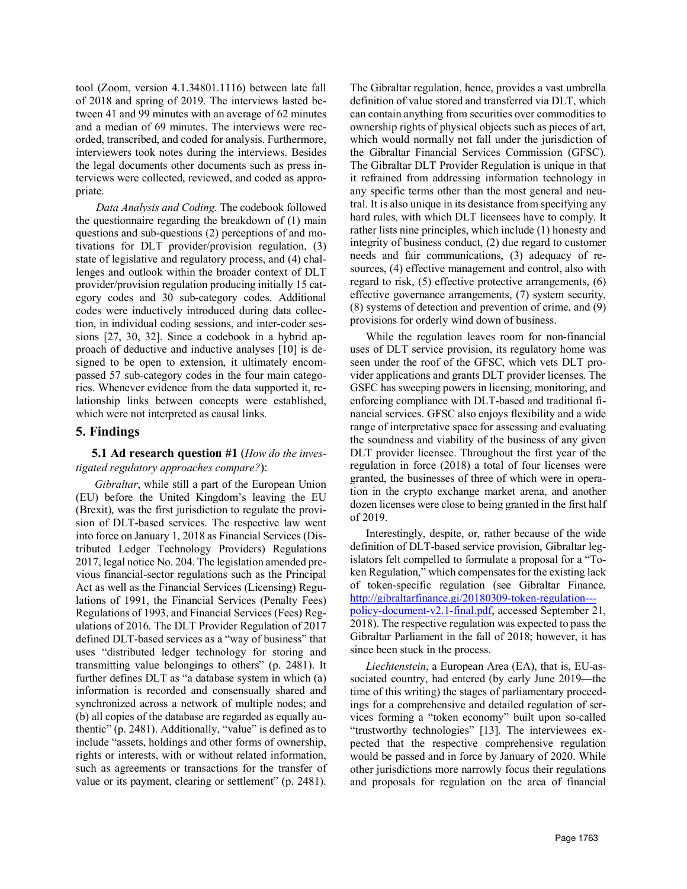tool (Zoom, version 4.1.34801.1116) between late fall of 2018 and spring of 2019. The interviews lasted between 41 and 99 minutes with an average of 62 minutes and a median of 69 minutes. The interviews were recorded, transcribed, and coded for analysis. Furthermore, interviewers took notes during the interviews. Besides the legal documents other documents such as press interviews were collected, reviewed, and coded as appropriate.

*Data Analysis and Coding.* The codebook followed the questionnaire regarding the breakdown of (1) main questions and sub-questions (2) perceptions of and motivations for DLT provider/provision regulation, (3) state of legislative and regulatory process, and (4) challenges and outlook within the broader context of DLT provider/provision regulation producing initially 15 category codes and 30 sub-category codes. Additional codes were inductively introduced during data collection, in individual coding sessions, and inter-coder sessions [27, 30, 32]. Since a codebook in a hybrid approach of deductive and inductive analyses [10] is designed to be open to extension, it ultimately encompassed 57 sub-category codes in the four main categories. Whenever evidence from the data supported it, relationship links between concepts were established, which were not interpreted as causal links.

## 5. Findings

### 5.1 Ad research question #1 (*How do the investigated regulatory approaches compare?*):

*Gibraltar*, while still a part of the European Union (EU) before the United Kingdom's leaving the EU (Brexit), was the first jurisdiction to regulate the provision of DLT-based services. The respective law went into force on January 1, 2018 as Financial Services (Distributed Ledger Technology Providers) Regulations 2017, legal notice No. 204. The legislation amended previous financial-sector regulations such as the Principal Act as well as the Financial Services (Licensing) Regulations of 1991, the Financial Services (Penalty Fees) Regulations of 1993, and Financial Services (Fees) Regulations of 2016. The DLT Provider Regulation of 2017 defined DLT-based services as a "way of business" that uses "distributed ledger technology for storing and transmitting value belongings to others" (p. 2481). It further defines DLT as "a database system in which (a) information is recorded and consensually shared and synchronized across a network of multiple nodes; and (b) all copies of the database are regarded as equally authentic" (p. 2481). Additionally, "value" is defined as to include "assets, holdings and other forms of ownership, rights or interests, with or without related information, such as agreements or transactions for the transfer of value or its payment, clearing or settlement" (p. 2481). The Gibraltar regulation, hence, provides a vast umbrella definition of value stored and transferred via DLT, which can contain anything from securities over commodities to ownership rights of physical objects such as pieces of art, which would normally not fall under the jurisdiction of the Gibraltar Financial Services Commission (GFSC). The Gibraltar DLT Provider Regulation is unique in that it refrained from addressing information technology in any specific terms other than the most general and neutral. It is also unique in its desistance from specifying any hard rules, with which DLT licensees have to comply. It rather lists nine principles, which include (1) honesty and integrity of business conduct, (2) due regard to customer needs and fair communications, (3) adequacy of resources, (4) effective management and control, also with regard to risk, (5) effective protective arrangements, (6) effective governance arrangements, (7) system security, (8) systems of detection and prevention of crime, and (9) provisions for orderly wind down of business.

While the regulation leaves room for non-financial uses of DLT service provision, its regulatory home was seen under the roof of the GFSC, which vets DLT provider applications and grants DLT provider licenses. The GSFC has sweeping powers in licensing, monitoring, and enforcing compliance with DLT-based and traditional financial services. GFSC also enjoys flexibility and a wide range of interpretative space for assessing and evaluating the soundness and viability of the business of any given DLT provider licensee. Throughout the first year of the regulation in force (2018) a total of four licenses were granted, the businesses of three of which were in operation in the crypto exchange market arena, and another dozen licenses were close to being granted in the first half of 2019.

Interestingly, despite, or, rather because of the wide definition of DLT-based service provision, Gibraltar legislators felt compelled to formulate a proposal for a "Token Regulation," which compensates for the existing lack of token-specific regulation (see Gibraltar Finance, http://gibraltarfinance.gi/20180309-token-regulation---policy-document-v2.1-final.pdf, accessed September 21, 2018). The respective regulation was expected to pass the Gibraltar Parliament in the fall of 2018; however, it has since been stuck in the process.

*Liechtenstein*, a European Area (EA), that is, EU-associated country, had entered (by early June 2019—the time of this writing) the stages of parliamentary proceedings for a comprehensive and detailed regulation of services forming a "token economy" built upon so-called "trustworthy technologies" [13]. The interviewees expected that the respective comprehensive regulation would be passed and in force by January of 2020. While other jurisdictions more narrowly focus their regulations and proposals for regulation on the area of financial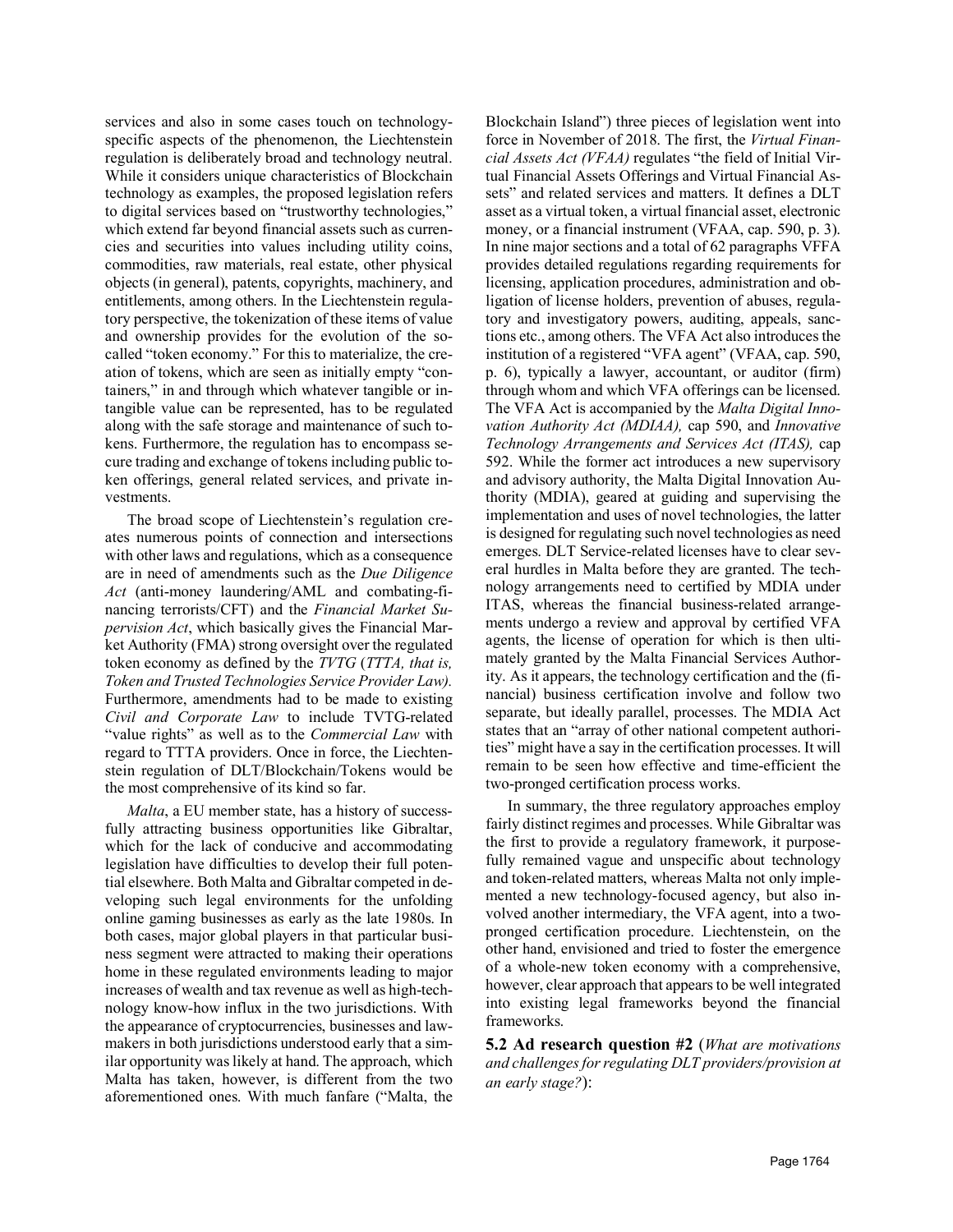services and also in some cases touch on technology-specific aspects of the phenomenon, the Liechtenstein regulation is deliberately broad and technology neutral. While it considers unique characteristics of Blockchain technology as examples, the proposed legislation refers to digital services based on "trustworthy technologies," which extend far beyond financial assets such as currencies and securities into values including utility coins, commodities, raw materials, real estate, other physical objects (in general), patents, copyrights, machinery, and entitlements, among others. In the Liechtenstein regulatory perspective, the tokenization of these items of value and ownership provides for the evolution of the so-called "token economy." For this to materialize, the creation of tokens, which are seen as initially empty "containers," in and through which whatever tangible or intangible value can be represented, has to be regulated along with the safe storage and maintenance of such tokens. Furthermore, the regulation has to encompass secure trading and exchange of tokens including public token offerings, general related services, and private investments.

The broad scope of Liechtenstein's regulation creates numerous points of connection and intersections with other laws and regulations, which as a consequence are in need of amendments such as the *Due Diligence Act* (anti-money laundering/AML and combating-financing terrorists/CFT) and the *Financial Market Supervision Act*, which basically gives the Financial Market Authority (FMA) strong oversight over the regulated token economy as defined by the *TVTG* (*TTTA, that is, Token and Trusted Technologies Service Provider Law).* Furthermore, amendments had to be made to existing *Civil and Corporate Law* to include TVTG-related "value rights" as well as to the *Commercial Law* with regard to TTTA providers. Once in force, the Liechtenstein regulation of DLT/Blockchain/Tokens would be the most comprehensive of its kind so far.

*Malta*, a EU member state, has a history of successfully attracting business opportunities like Gibraltar, which for the lack of conducive and accommodating legislation have difficulties to develop their full potential elsewhere. Both Malta and Gibraltar competed in developing such legal environments for the unfolding online gaming businesses as early as the late 1980s. In both cases, major global players in that particular business segment were attracted to making their operations home in these regulated environments leading to major increases of wealth and tax revenue as well as high-technology know-how influx in the two jurisdictions. With the appearance of cryptocurrencies, businesses and lawmakers in both jurisdictions understood early that a similar opportunity was likely at hand. The approach, which Malta has taken, however, is different from the two aforementioned ones. With much fanfare ("Malta, the Blockchain Island") three pieces of legislation went into force in November of 2018. The first, the *Virtual Financial Assets Act (VFAA)* regulates "the field of Initial Virtual Financial Assets Offerings and Virtual Financial Assets" and related services and matters. It defines a DLT asset as a virtual token, a virtual financial asset, electronic money, or a financial instrument (VFAA, cap. 590, p. 3). In nine major sections and a total of 62 paragraphs VFFA provides detailed regulations regarding requirements for licensing, application procedures, administration and obligation of license holders, prevention of abuses, regulatory and investigatory powers, auditing, appeals, sanctions etc., among others. The VFA Act also introduces the institution of a registered "VFA agent" (VFAA, cap. 590, p. 6), typically a lawyer, accountant, or auditor (firm) through whom and which VFA offerings can be licensed. The VFA Act is accompanied by the *Malta Digital Innovation Authority Act (MDIAA),* cap 590, and *Innovative Technology Arrangements and Services Act (ITAS),* cap 592. While the former act introduces a new supervisory and advisory authority, the Malta Digital Innovation Authority (MDIA), geared at guiding and supervising the implementation and uses of novel technologies, the latter is designed for regulating such novel technologies as need emerges. DLT Service-related licenses have to clear several hurdles in Malta before they are granted. The technology arrangements need to certified by MDIA under ITAS, whereas the financial business-related arrangements undergo a review and approval by certified VFA agents, the license of operation for which is then ultimately granted by the Malta Financial Services Authority. As it appears, the technology certification and the (financial) business certification involve and follow two separate, but ideally parallel, processes. The MDIA Act states that an "array of other national competent authorities" might have a say in the certification processes. It will remain to be seen how effective and time-efficient the two-pronged certification process works.

In summary, the three regulatory approaches employ fairly distinct regimes and processes. While Gibraltar was the first to provide a regulatory framework, it purposefully remained vague and unspecific about technology and token-related matters, whereas Malta not only implemented a new technology-focused agency, but also involved another intermediary, the VFA agent, into a two-pronged certification procedure. Liechtenstein, on the other hand, envisioned and tried to foster the emergence of a whole-new token economy with a comprehensive, however, clear approach that appears to be well integrated into existing legal frameworks beyond the financial frameworks.

### 5.2 Ad research question #2 (*What are motivations and challenges for regulating DLT providers/provision at an early stage?*):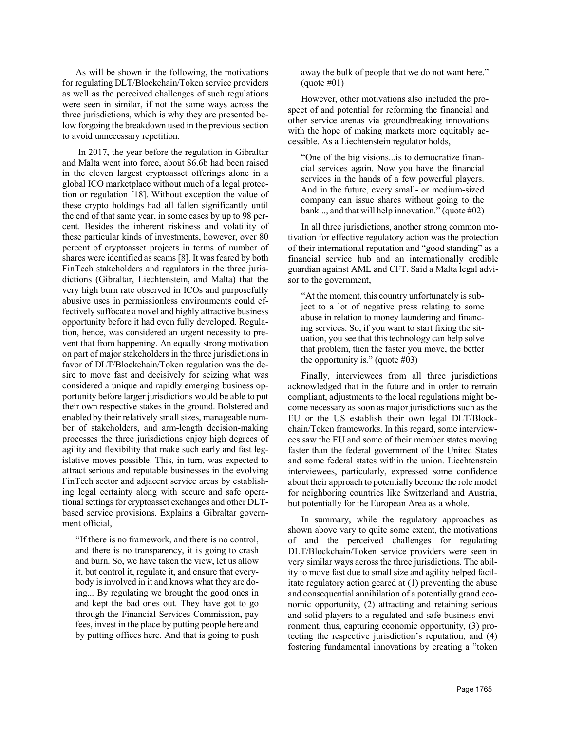As will be shown in the following, the motivations for regulating DLT/Blockchain/Token service providers as well as the perceived challenges of such regulations were seen in similar, if not the same ways across the three jurisdictions, which is why they are presented below forgoing the breakdown used in the previous section to avoid unnecessary repetition.

In 2017, the year before the regulation in Gibraltar and Malta went into force, about \$6.6b had been raised in the eleven largest cryptoasset offerings alone in a global ICO marketplace without much of a legal protection or regulation [18]. Without exception the value of these crypto holdings had all fallen significantly until the end of that same year, in some cases by up to 98 percent. Besides the inherent riskiness and volatility of these particular kinds of investments, however, over 80 percent of cryptoasset projects in terms of number of shares were identified as scams [8]. It was feared by both FinTech stakeholders and regulators in the three jurisdictions (Gibraltar, Liechtenstein, and Malta) that the very high burn rate observed in ICOs and purposefully abusive uses in permissionless environments could effectively suffocate a novel and highly attractive business opportunity before it had even fully developed. Regulation, hence, was considered an urgent necessity to prevent that from happening. An equally strong motivation on part of major stakeholders in the three jurisdictions in favor of DLT/Blockchain/Token regulation was the desire to move fast and decisively for seizing what was considered a unique and rapidly emerging business opportunity before larger jurisdictions would be able to put their own respective stakes in the ground. Bolstered and enabled by their relatively small sizes, manageable number of stakeholders, and arm-length decision-making processes the three jurisdictions enjoy high degrees of agility and flexibility that make such early and fast legislative moves possible. This, in turn, was expected to attract serious and reputable businesses in the evolving FinTech sector and adjacent service areas by establishing legal certainty along with secure and safe operational settings for cryptoasset exchanges and other DLT-based service provisions. Explains a Gibraltar government official,

> "If there is no framework, and there is no control, and there is no transparency, it is going to crash and burn. So, we have taken the view, let us allow it, but control it, regulate it, and ensure that everybody is involved in it and knows what they are doing... By regulating we brought the good ones in and kept the bad ones out. They have got to go through the Financial Services Commission, pay fees, invest in the place by putting people here and by putting offices here. And that is going to push away the bulk of people that we do not want here." (quote #01)

However, other motivations also included the prospect of and potential for reforming the financial and other service arenas via groundbreaking innovations with the hope of making markets more equitably accessible. As a Liechtenstein regulator holds,

> "One of the big visions...is to democratize financial services again. Now you have the financial services in the hands of a few powerful players. And in the future, every small- or medium-sized company can issue shares without going to the bank..., and that will help innovation." (quote #02)

In all three jurisdictions, another strong common motivation for effective regulatory action was the protection of their international reputation and "good standing" as a financial service hub and an internationally credible guardian against AML and CFT. Said a Malta legal advisor to the government,

> "At the moment, this country unfortunately is subject to a lot of negative press relating to some abuse in relation to money laundering and financing services. So, if you want to start fixing the situation, you see that this technology can help solve that problem, then the faster you move, the better the opportunity is." (quote #03)

Finally, interviewees from all three jurisdictions acknowledged that in the future and in order to remain compliant, adjustments to the local regulations might become necessary as soon as major jurisdictions such as the EU or the US establish their own legal DLT/Blockchain/Token frameworks. In this regard, some interviewees saw the EU and some of their member states moving faster than the federal government of the United States and some federal states within the union. Liechtenstein interviewees, particularly, expressed some confidence about their approach to potentially become the role model for neighboring countries like Switzerland and Austria, but potentially for the European Area as a whole.

In summary, while the regulatory approaches as shown above vary to quite some extent, the motivations of and the perceived challenges for regulating DLT/Blockchain/Token service providers were seen in very similar ways across the three jurisdictions. The ability to move fast due to small size and agility helped facilitate regulatory action geared at (1) preventing the abuse and consequential annihilation of a potentially grand economic opportunity, (2) attracting and retaining serious and solid players to a regulated and safe business environment, thus, capturing economic opportunity, (3) protecting the respective jurisdiction's reputation, and (4) fostering fundamental innovations by creating a "token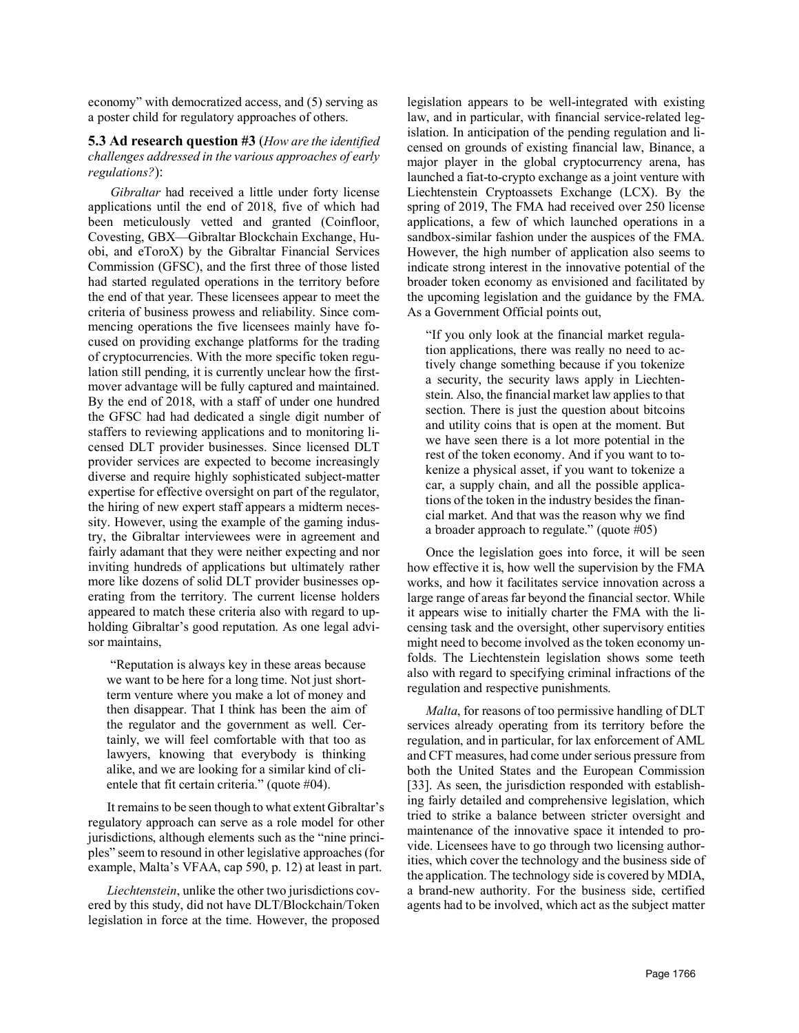economy" with democratized access, and (5) serving as a poster child for regulatory approaches of others.

### 5.3 Ad research question #3 (*How are the identified challenges addressed in the various approaches of early regulations?*):

*Gibraltar* had received a little under forty license applications until the end of 2018, five of which had been meticulously vetted and granted (Coinfloor, Covesting, GBX—Gibraltar Blockchain Exchange, Huobi, and eToroX) by the Gibraltar Financial Services Commission (GFSC), and the first three of those listed had started regulated operations in the territory before the end of that year. These licensees appear to meet the criteria of business prowess and reliability. Since commencing operations the five licensees mainly have focused on providing exchange platforms for the trading of cryptocurrencies. With the more specific token regulation still pending, it is currently unclear how the first-mover advantage will be fully captured and maintained. By the end of 2018, with a staff of under one hundred the GFSC had had dedicated a single digit number of staffers to reviewing applications and to monitoring licensed DLT provider businesses. Since licensed DLT provider services are expected to become increasingly diverse and require highly sophisticated subject-matter expertise for effective oversight on part of the regulator, the hiring of new expert staff appears a midterm necessity. However, using the example of the gaming industry, the Gibraltar interviewees were in agreement and fairly adamant that they were neither expecting and nor inviting hundreds of applications but ultimately rather more like dozens of solid DLT provider businesses operating from the territory. The current license holders appeared to match these criteria also with regard to upholding Gibraltar's good reputation. As one legal advisor maintains,

> "Reputation is always key in these areas because we want to be here for a long time. Not just short-term venture where you make a lot of money and then disappear. That I think has been the aim of the regulator and the government as well. Certainly, we will feel comfortable with that too as lawyers, knowing that everybody is thinking alike, and we are looking for a similar kind of clientele that fit certain criteria." (quote #04).

It remains to be seen though to what extent Gibraltar's regulatory approach can serve as a role model for other jurisdictions, although elements such as the "nine principles" seem to resound in other legislative approaches (for example, Malta's VFAA, cap 590, p. 12) at least in part.

*Liechtenstein*, unlike the other two jurisdictions covered by this study, did not have DLT/Blockchain/Token legislation in force at the time. However, the proposed legislation appears to be well-integrated with existing law, and in particular, with financial service-related legislation. In anticipation of the pending regulation and licensed on grounds of existing financial law, Binance, a major player in the global cryptocurrency arena, has launched a fiat-to-crypto exchange as a joint venture with Liechtenstein Cryptoassets Exchange (LCX). By the spring of 2019, The FMA had received over 250 license applications, a few of which launched operations in a sandbox-similar fashion under the auspices of the FMA. However, the high number of application also seems to indicate strong interest in the innovative potential of the broader token economy as envisioned and facilitated by the upcoming legislation and the guidance by the FMA. As a Government Official points out,

> "If you only look at the financial market regulation applications, there was really no need to actively change something because if you tokenize a security, the security laws apply in Liechtenstein. Also, the financial market law applies to that section. There is just the question about bitcoins and utility coins that is open at the moment. But we have seen there is a lot more potential in the rest of the token economy. And if you want to tokenize a physical asset, if you want to tokenize a car, a supply chain, and all the possible applications of the token in the industry besides the financial market. And that was the reason why we find a broader approach to regulate." (quote #05)

Once the legislation goes into force, it will be seen how effective it is, how well the supervision by the FMA works, and how it facilitates service innovation across a large range of areas far beyond the financial sector. While it appears wise to initially charter the FMA with the licensing task and the oversight, other supervisory entities might need to become involved as the token economy unfolds. The Liechtenstein legislation shows some teeth also with regard to specifying criminal infractions of the regulation and respective punishments.

*Malta*, for reasons of too permissive handling of DLT services already operating from its territory before the regulation, and in particular, for lax enforcement of AML and CFT measures, had come under serious pressure from both the United States and the European Commission [33]. As seen, the jurisdiction responded with establishing fairly detailed and comprehensive legislation, which tried to strike a balance between stricter oversight and maintenance of the innovative space it intended to provide. Licensees have to go through two licensing authorities, which cover the technology and the business side of the application. The technology side is covered by MDIA, a brand-new authority. For the business side, certified agents had to be involved, which act as the subject matter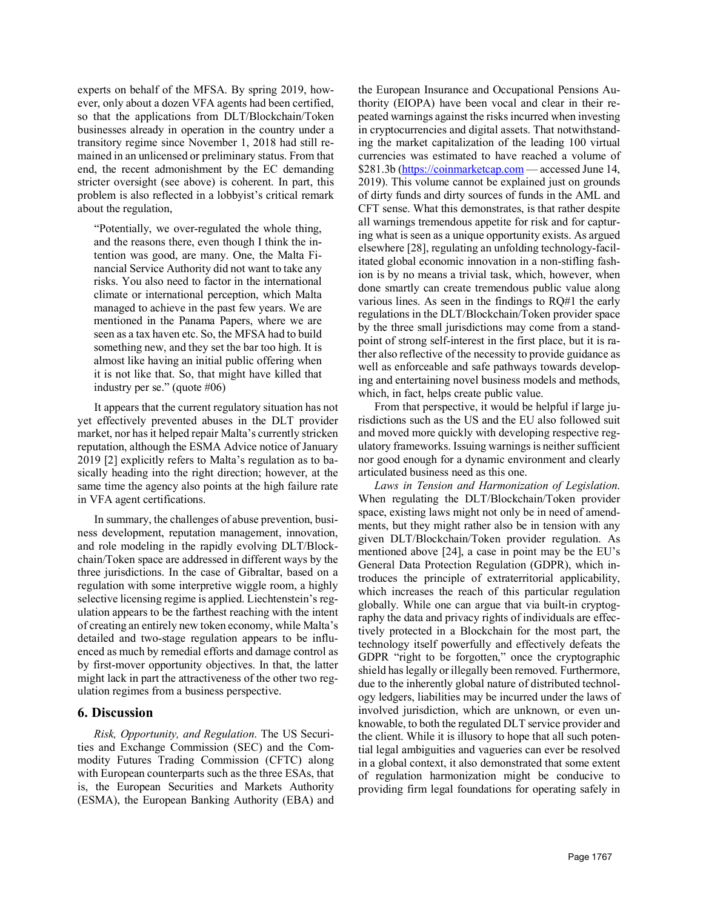experts on behalf of the MFSA. By spring 2019, however, only about a dozen VFA agents had been certified, so that the applications from DLT/Blockchain/Token businesses already in operation in the country under a transitory regime since November 1, 2018 had still remained in an unlicensed or preliminary status. From that end, the recent admonishment by the EC demanding stricter oversight (see above) is coherent. In part, this problem is also reflected in a lobbyist's critical remark about the regulation,

> "Potentially, we over-regulated the whole thing, and the reasons there, even though I think the intention was good, are many. One, the Malta Financial Service Authority did not want to take any risks. You also need to factor in the international climate or international perception, which Malta managed to achieve in the past few years. We are mentioned in the Panama Papers, where we are seen as a tax haven etc. So, the MFSA had to build something new, and they set the bar too high. It is almost like having an initial public offering when it is not like that. So, that might have killed that industry per se." (quote #06)

It appears that the current regulatory situation has not yet effectively prevented abuses in the DLT provider market, nor has it helped repair Malta's currently stricken reputation, although the ESMA Advice notice of January 2019 [2] explicitly refers to Malta's regulation as to basically heading into the right direction; however, at the same time the agency also points at the high failure rate in VFA agent certifications.

In summary, the challenges of abuse prevention, business development, reputation management, innovation, and role modeling in the rapidly evolving DLT/Blockchain/Token space are addressed in different ways by the three jurisdictions. In the case of Gibraltar, based on a regulation with some interpretive wiggle room, a highly selective licensing regime is applied. Liechtenstein's regulation appears to be the farthest reaching with the intent of creating an entirely new token economy, while Malta's detailed and two-stage regulation appears to be influenced as much by remedial efforts and damage control as by first-mover opportunity objectives. In that, the latter might lack in part the attractiveness of the other two regulation regimes from a business perspective.

## 6. Discussion

*Risk, Opportunity, and Regulation.* The US Securities and Exchange Commission (SEC) and the Commodity Futures Trading Commission (CFTC) along with European counterparts such as the three ESAs, that is, the European Securities and Markets Authority (ESMA), the European Banking Authority (EBA) and the European Insurance and Occupational Pensions Authority (EIOPA) have been vocal and clear in their repeated warnings against the risks incurred when investing in cryptocurrencies and digital assets. That notwithstanding the market capitalization of the leading 100 virtual currencies was estimated to have reached a volume of $281.3b (https://coinmarketcap.com — accessed June 14, 2019). This volume cannot be explained just on grounds of dirty funds and dirty sources of funds in the AML and CFT sense. What this demonstrates, is that rather despite all warnings tremendous appetite for risk and for capturing what is seen as a unique opportunity exists. As argued elsewhere [28], regulating an unfolding technology-facilitated global economic innovation in a non-stifling fashion is by no means a trivial task, which, however, when done smartly can create tremendous public value along various lines. As seen in the findings to RQ#1 the early regulations in the DLT/Blockchain/Token provider space by the three small jurisdictions may come from a standpoint of strong self-interest in the first place, but it is rather also reflective of the necessity to provide guidance as well as enforceable and safe pathways towards developing and entertaining novel business models and methods, which, in fact, helps create public value.

From that perspective, it would be helpful if large jurisdictions such as the US and the EU also followed suit and moved more quickly with developing respective regulatory frameworks. Issuing warnings is neither sufficient nor good enough for a dynamic environment and clearly articulated business need as this one.

*Laws in Tension and Harmonization of Legislation.* When regulating the DLT/Blockchain/Token provider space, existing laws might not only be in need of amendments, but they might rather also be in tension with any given DLT/Blockchain/Token provider regulation. As mentioned above [24], a case in point may be the EU's General Data Protection Regulation (GDPR), which introduces the principle of extraterritorial applicability, which increases the reach of this particular regulation globally. While one can argue that via built-in cryptography the data and privacy rights of individuals are effectively protected in a Blockchain for the most part, the technology itself powerfully and effectively defeats the GDPR "right to be forgotten," once the cryptographic shield has legally or illegally been removed. Furthermore, due to the inherently global nature of distributed technology ledgers, liabilities may be incurred under the laws of involved jurisdiction, which are unknown, or even unknowable, to both the regulated DLT service provider and the client. While it is illusory to hope that all such potential legal ambiguities and vagueries can ever be resolved in a global context, it also demonstrated that some extent of regulation harmonization might be conducive to providing firm legal foundations for operating safely in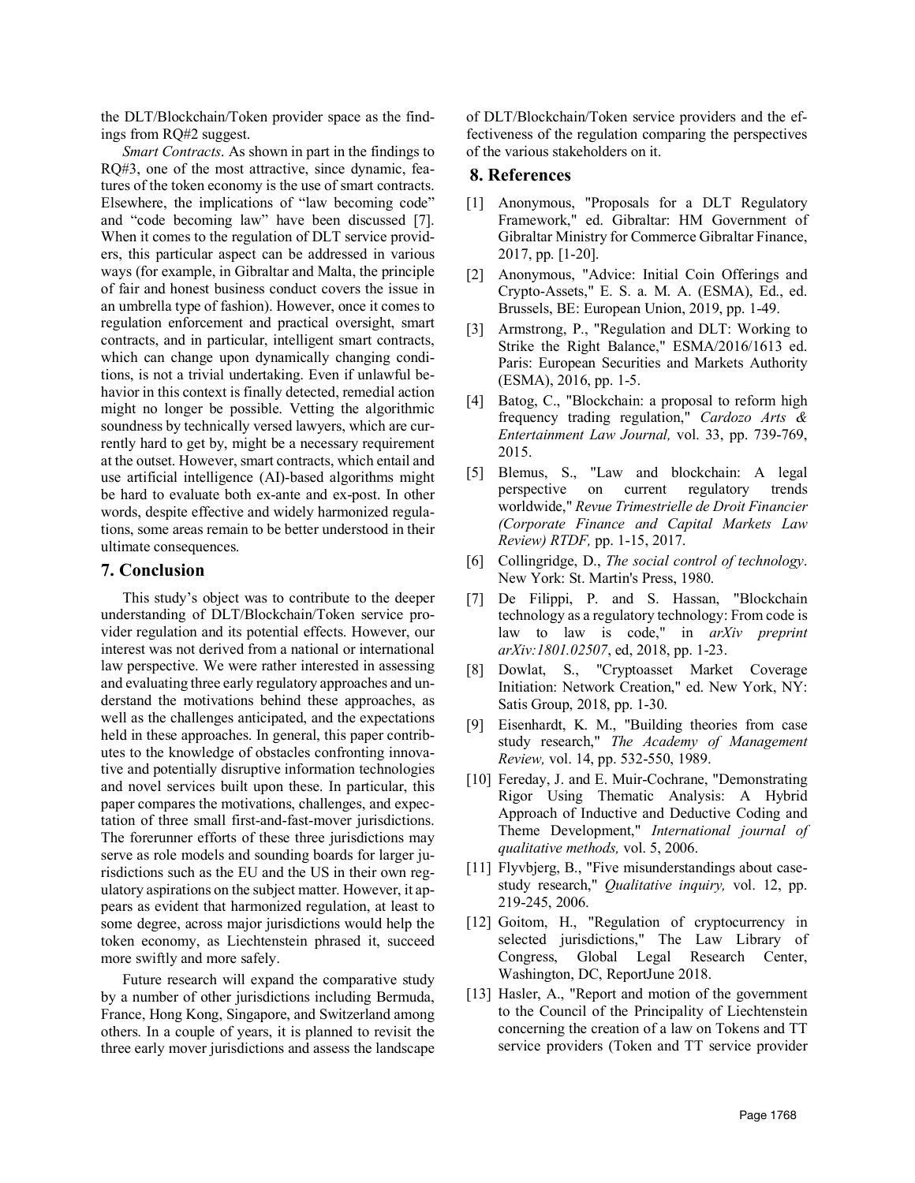the DLT/Blockchain/Token provider space as the findings from RQ#2 suggest.

*Smart Contracts*. As shown in part in the findings to RQ#3, one of the most attractive, since dynamic, features of the token economy is the use of smart contracts. Elsewhere, the implications of "law becoming code" and "code becoming law" have been discussed [7]. When it comes to the regulation of DLT service providers, this particular aspect can be addressed in various ways (for example, in Gibraltar and Malta, the principle of fair and honest business conduct covers the issue in an umbrella type of fashion). However, once it comes to regulation enforcement and practical oversight, smart contracts, and in particular, intelligent smart contracts, which can change upon dynamically changing conditions, is not a trivial undertaking. Even if unlawful behavior in this context is finally detected, remedial action might no longer be possible. Vetting the algorithmic soundness by technically versed lawyers, which are currently hard to get by, might be a necessary requirement at the outset. However, smart contracts, which entail and use artificial intelligence (AI)-based algorithms might be hard to evaluate both ex-ante and ex-post. In other words, despite effective and widely harmonized regulations, some areas remain to be better understood in their ultimate consequences.

## 7. Conclusion

This study's object was to contribute to the deeper understanding of DLT/Blockchain/Token service provider regulation and its potential effects. However, our interest was not derived from a national or international law perspective. We were rather interested in assessing and evaluating three early regulatory approaches and understand the motivations behind these approaches, as well as the challenges anticipated, and the expectations held in these approaches. In general, this paper contributes to the knowledge of obstacles confronting innovative and potentially disruptive information technologies and novel services built upon these. In particular, this paper compares the motivations, challenges, and expectation of three small first-and-fast-mover jurisdictions. The forerunner efforts of these three jurisdictions may serve as role models and sounding boards for larger jurisdictions such as the EU and the US in their own regulatory aspirations on the subject matter. However, it appears as evident that harmonized regulation, at least to some degree, across major jurisdictions would help the token economy, as Liechtenstein phrased it, succeed more swiftly and more safely.

Future research will expand the comparative study by a number of other jurisdictions including Bermuda, France, Hong Kong, Singapore, and Switzerland among others. In a couple of years, it is planned to revisit the three early mover jurisdictions and assess the landscape of DLT/Blockchain/Token service providers and the effectiveness of the regulation comparing the perspectives of the various stakeholders on it.

## 8. References

[1] Anonymous, "Proposals for a DLT Regulatory Framework," ed. Gibraltar: HM Government of Gibraltar Ministry for Commerce Gibraltar Finance, 2017, pp. [1-20].

[2] Anonymous, "Advice: Initial Coin Offerings and Crypto-Assets," E. S. a. M. A. (ESMA), Ed., ed. Brussels, BE: European Union, 2019, pp. 1-49.

[3] Armstrong, P., "Regulation and DLT: Working to Strike the Right Balance," ESMA/2016/1613 ed. Paris: European Securities and Markets Authority (ESMA), 2016, pp. 1-5.

[4] Batog, C., "Blockchain: a proposal to reform high frequency trading regulation," *Cardozo Arts & Entertainment Law Journal,* vol. 33, pp. 739-769, 2015.

[5] Blemus, S., "Law and blockchain: A legal perspective on current regulatory trends worldwide," *Revue Trimestrielle de Droit Financier (Corporate Finance and Capital Markets Law Review) RTDF,* pp. 1-15, 2017.

[6] Collingridge, D., *The social control of technology*. New York: St. Martin's Press, 1980.

[7] De Filippi, P. and S. Hassan, "Blockchain technology as a regulatory technology: From code is law to law is code," in *arXiv preprint arXiv:1801.02507*, ed, 2018, pp. 1-23.

[8] Dowlat, S., "Cryptoasset Market Coverage Initiation: Network Creation," ed. New York, NY: Satis Group, 2018, pp. 1-30.

[9] Eisenhardt, K. M., "Building theories from case study research," *The Academy of Management Review,* vol. 14, pp. 532-550, 1989.

[10] Fereday, J. and E. Muir-Cochrane, "Demonstrating Rigor Using Thematic Analysis: A Hybrid Approach of Inductive and Deductive Coding and Theme Development," *International journal of qualitative methods,* vol. 5, 2006.

[11] Flyvbjerg, B., "Five misunderstandings about case-study research," *Qualitative inquiry,* vol. 12, pp. 219-245, 2006.

[12] Goitom, H., "Regulation of cryptocurrency in selected jurisdictions," The Law Library of Congress, Global Legal Research Center, Washington, DC, ReportJune 2018.

[13] Hasler, A., "Report and motion of the government to the Council of the Principality of Liechtenstein concerning the creation of a law on Tokens and TT service providers (Token and TT service provider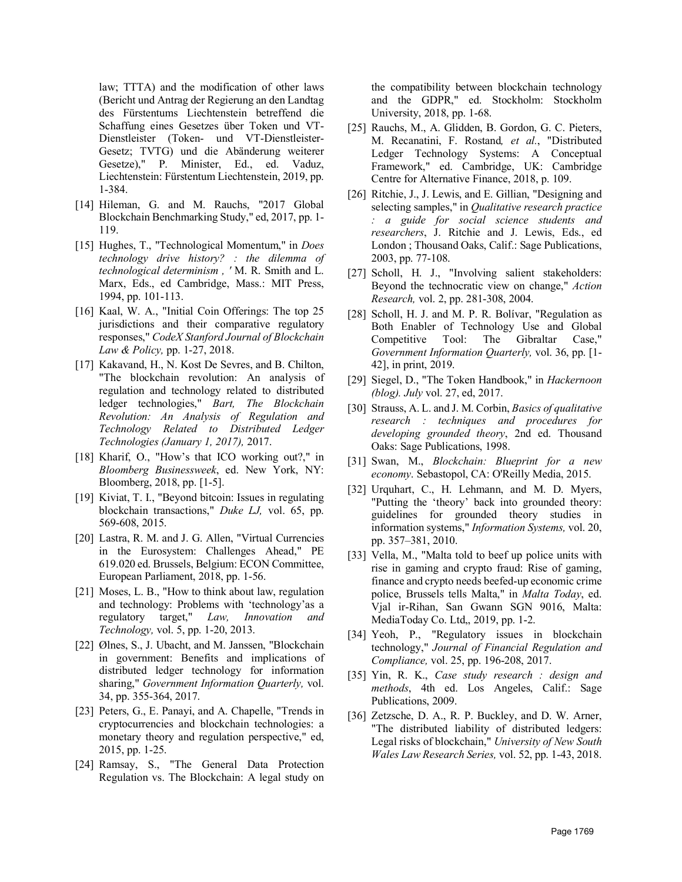law; TTTA) and the modification of other laws (Bericht und Antrag der Regierung an den Landtag des Fürstentums Liechtenstein betreffend die Schaffung eines Gesetzes über Token und VT-Dienstleister (Token- und VT-Dienstleister-Gesetz; TVTG) und die Abänderung weiterer Gesetze)," P. Minister, Ed., ed. Vaduz, Liechtenstein: Fürstentum Liechtenstein, 2019, pp. 1-384.

[14] Hileman, G. and M. Rauchs, "2017 Global Blockchain Benchmarking Study," ed, 2017, pp. 1-119.

[15] Hughes, T., "Technological Momentum," in *Does technology drive history? : the dilemma of technological determinism , '* M. R. Smith and L. Marx, Eds., ed Cambridge, Mass.: MIT Press, 1994, pp. 101-113.

[16] Kaal, W. A., "Initial Coin Offerings: The top 25 jurisdictions and their comparative regulatory responses," *CodeX Stanford Journal of Blockchain Law & Policy,* pp. 1-27, 2018.

[17] Kakavand, H., N. Kost De Sevres, and B. Chilton, "The blockchain revolution: An analysis of regulation and technology related to distributed ledger technologies," *Bart, The Blockchain Revolution: An Analysis of Regulation and Technology Related to Distributed Ledger Technologies (January 1, 2017),* 2017.

[18] Kharif, O., "How's that ICO working out?," in *Bloomberg Businessweek*, ed. New York, NY: Bloomberg, 2018, pp. [1-5].

[19] Kiviat, T. I., "Beyond bitcoin: Issues in regulating blockchain transactions," *Duke LJ,* vol. 65, pp. 569-608, 2015.

[20] Lastra, R. M. and J. G. Allen, "Virtual Currencies in the Eurosystem: Challenges Ahead," PE 619.020 ed. Brussels, Belgium: ECON Committee, European Parliament, 2018, pp. 1-56.

[21] Moses, L. B., "How to think about law, regulation and technology: Problems with 'technology'as a regulatory target," *Law, Innovation and Technology,* vol. 5, pp. 1-20, 2013.

[22] Ølnes, S., J. Ubacht, and M. Janssen, "Blockchain in government: Benefits and implications of distributed ledger technology for information sharing," *Government Information Quarterly,* vol. 34, pp. 355-364, 2017.

[23] Peters, G., E. Panayi, and A. Chapelle, "Trends in cryptocurrencies and blockchain technologies: a monetary theory and regulation perspective," ed, 2015, pp. 1-25.

[24] Ramsay, S., "The General Data Protection Regulation vs. The Blockchain: A legal study on the compatibility between blockchain technology and the GDPR," ed. Stockholm: Stockholm University, 2018, pp. 1-68.

[25] Rauchs, M., A. Glidden, B. Gordon, G. C. Pieters, M. Recanatini, F. Rostand*, et al.*, "Distributed Ledger Technology Systems: A Conceptual Framework," ed. Cambridge, UK: Cambridge Centre for Alternative Finance, 2018, p. 109.

[26] Ritchie, J., J. Lewis, and E. Gillian, "Designing and selecting samples," in *Qualitative research practice : a guide for social science students and researchers*, J. Ritchie and J. Lewis, Eds., ed London ; Thousand Oaks, Calif.: Sage Publications, 2003, pp. 77-108.

[27] Scholl, H. J., "Involving salient stakeholders: Beyond the technocratic view on change," *Action Research,* vol. 2, pp. 281-308, 2004.

[28] Scholl, H. J. and M. P. R. Bolívar, "Regulation as Both Enabler of Technology Use and Global Competitive Tool: The Gibraltar Case," *Government Information Quarterly,* vol. 36, pp. [1-42], in print, 2019.

[29] Siegel, D., "The Token Handbook," in *Hackernoon (blog). July* vol. 27, ed, 2017.

[30] Strauss, A. L. and J. M. Corbin, *Basics of qualitative research : techniques and procedures for developing grounded theory*, 2nd ed. Thousand Oaks: Sage Publications, 1998.

[31] Swan, M., *Blockchain: Blueprint for a new economy*. Sebastopol, CA: O'Reilly Media, 2015.

[32] Urquhart, C., H. Lehmann, and M. D. Myers, "Putting the 'theory' back into grounded theory: guidelines for grounded theory studies in information systems," *Information Systems,* vol. 20, pp. 357–381, 2010.

[33] Vella, M., "Malta told to beef up police units with rise in gaming and crypto fraud: Rise of gaming, finance and crypto needs beefed-up economic crime police, Brussels tells Malta," in *Malta Today*, ed. Vjal ir-Rihan, San Gwann SGN 9016, Malta: MediaToday Co. Ltd,, 2019, pp. 1-2.

[34] Yeoh, P., "Regulatory issues in blockchain technology," *Journal of Financial Regulation and Compliance,* vol. 25, pp. 196-208, 2017.

[35] Yin, R. K., *Case study research : design and methods*, 4th ed. Los Angeles, Calif.: Sage Publications, 2009.

[36] Zetzsche, D. A., R. P. Buckley, and D. W. Arner, "The distributed liability of distributed ledgers: Legal risks of blockchain," *University of New South Wales Law Research Series,* vol. 52, pp. 1-43, 2018.